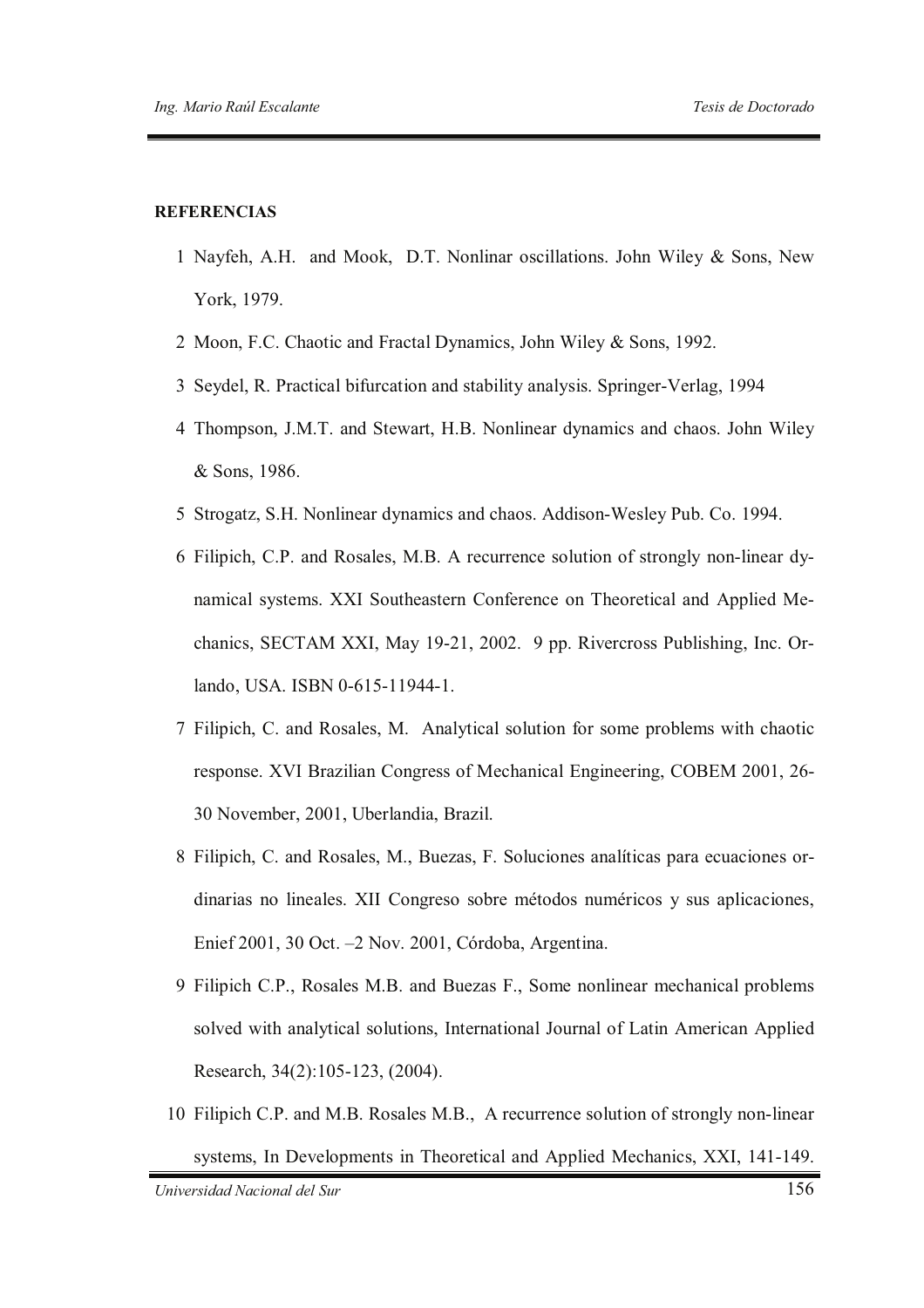**REFERENCIAS**

1 Nayfeh, A.H. and Mook, D.T. Nonlinar oscillations. John Wiley & Sons, New York, 1979.

2 Moon, F.C. Chaotic and Fractal Dynamics, John Wiley & Sons, 1992.

3 Seydel, R. Practical bifurcation and stability analysis. Springer-Verlag, 1994

4 Thompson, J.M.T. and Stewart, H.B. Nonlinear dynamics and chaos. John Wiley & Sons, 1986.

5 Strogatz, S.H. Nonlinear dynamics and chaos. Addison-Wesley Pub. Co. 1994.

6 Filipich, C.P. and Rosales, M.B. A recurrence solution of strongly non-linear dynamical systems. XXI Southeastern Conference on Theoretical and Applied Mechanics, SECTAM XXI, May 19-21, 2002. 9 pp. Rivercross Publishing, Inc. Orlando, USA. ISBN 0-615-11944-1.

7 Filipich, C. and Rosales, M. Analytical solution for some problems with chaotic response. XVI Brazilian Congress of Mechanical Engineering, COBEM 2001, 26-30 November, 2001, Uberlandia, Brazil.

8 Filipich, C. and Rosales, M., Buezas, F. Soluciones analíticas para ecuaciones ordinarias no lineales. XII Congreso sobre métodos numéricos y sus aplicaciones, Enief 2001, 30 Oct. –2 Nov. 2001, Córdoba, Argentina.

9 Filipich C.P., Rosales M.B. and Buezas F., Some nonlinear mechanical problems solved with analytical solutions, International Journal of Latin American Applied Research, 34(2):105-123, (2004).

10 Filipich C.P. and M.B. Rosales M.B., A recurrence solution of strongly non-linear systems, In Developments in Theoretical and Applied Mechanics, XXI, 141-149.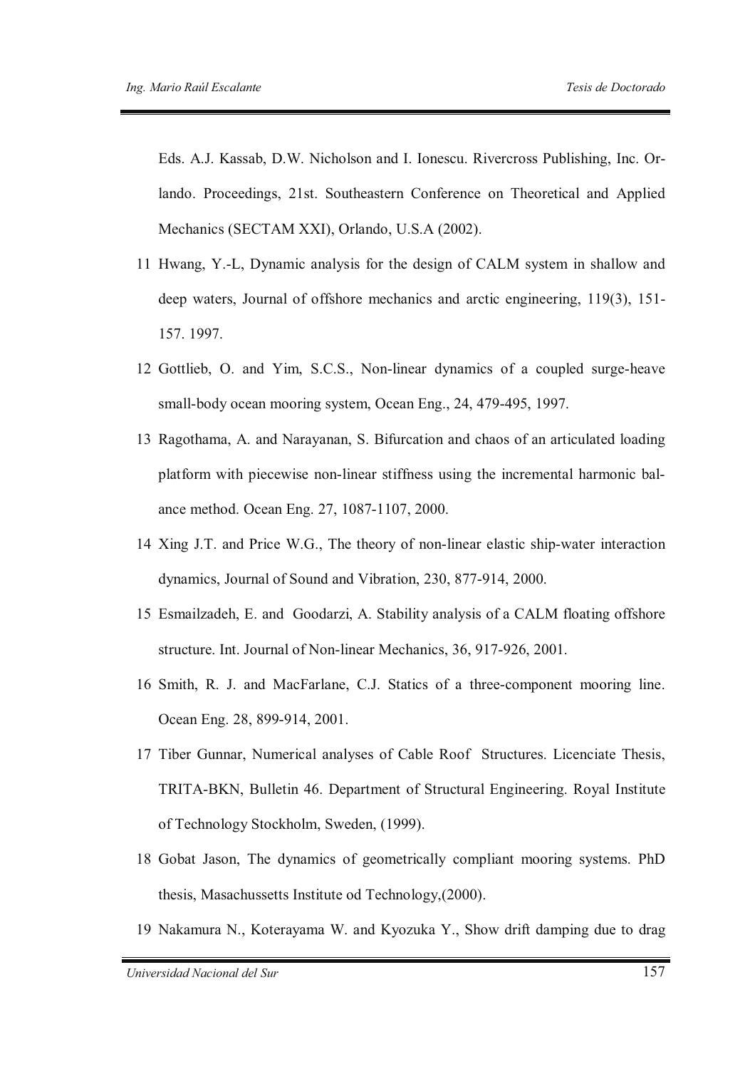Eds. A.J. Kassab, D.W. Nicholson and I. Ionescu. Rivercross Publishing, Inc. Orlando. Proceedings, 21st. Southeastern Conference on Theoretical and Applied Mechanics (SECTAM XXI), Orlando, U.S.A (2002).

11 Hwang, Y.-L, Dynamic analysis for the design of CALM system in shallow and deep waters, Journal of offshore mechanics and arctic engineering, 119(3), 151-157. 1997.

12 Gottlieb, O. and Yim, S.C.S., Non-linear dynamics of a coupled surge-heave small-body ocean mooring system, Ocean Eng., 24, 479-495, 1997.

13 Ragothama, A. and Narayanan, S. Bifurcation and chaos of an articulated loading platform with piecewise non-linear stiffness using the incremental harmonic balance method. Ocean Eng. 27, 1087-1107, 2000.

14 Xing J.T. and Price W.G., The theory of non-linear elastic ship-water interaction dynamics, Journal of Sound and Vibration, 230, 877-914, 2000.

15 Esmailzadeh, E. and Goodarzi, A. Stability analysis of a CALM floating offshore structure. Int. Journal of Non-linear Mechanics, 36, 917-926, 2001.

16 Smith, R. J. and MacFarlane, C.J. Statics of a three-component mooring line. Ocean Eng. 28, 899-914, 2001.

17 Tiber Gunnar, Numerical analyses of Cable Roof Structures. Licenciate Thesis, TRITA-BKN, Bulletin 46. Department of Structural Engineering. Royal Institute of Technology Stockholm, Sweden, (1999).

18 Gobat Jason, The dynamics of geometrically compliant mooring systems. PhD thesis, Masachussetts Institute od Technology,(2000).

19 Nakamura N., Koterayama W. and Kyozuka Y., Show drift damping due to drag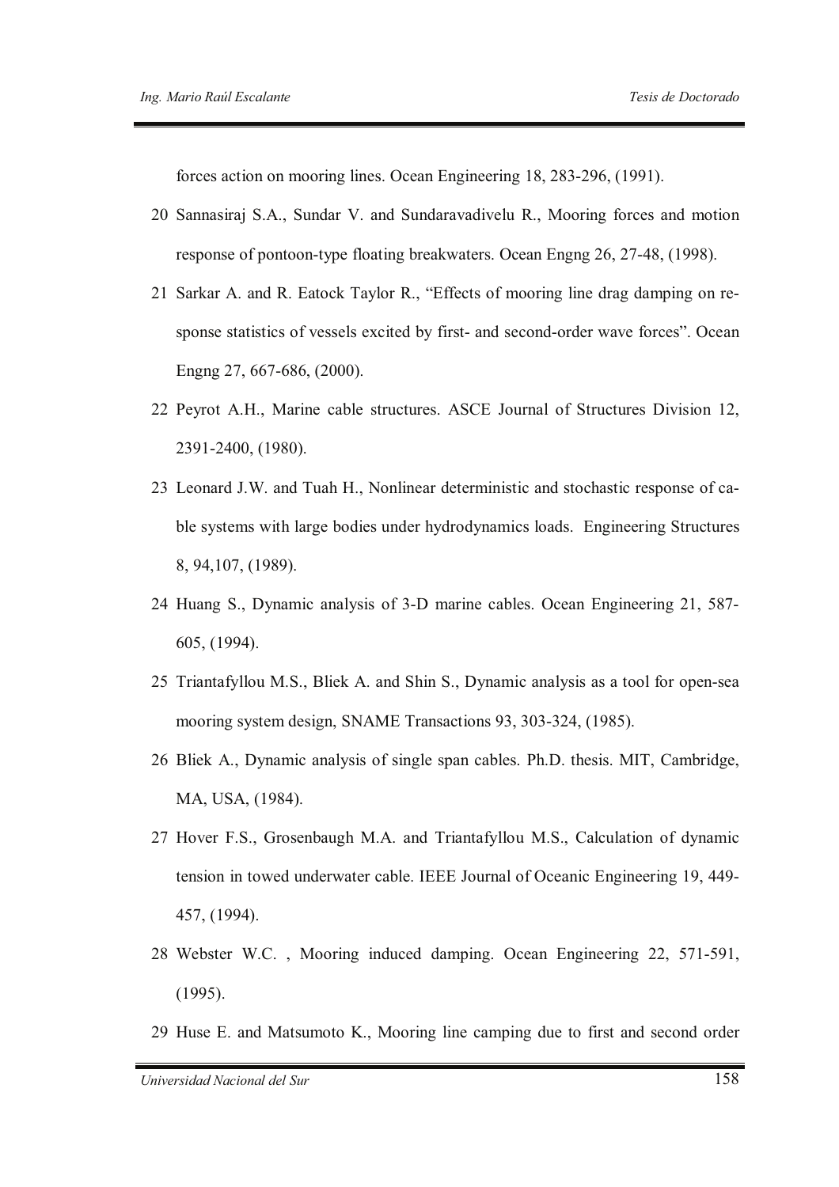forces action on mooring lines. Ocean Engineering 18, 283-296, (1991).

20 Sannasiraj S.A., Sundar V. and Sundaravadivelu R., Mooring forces and motion response of pontoon-type floating breakwaters. Ocean Engng 26, 27-48, (1998).

21 Sarkar A. and R. Eatock Taylor R., "Effects of mooring line drag damping on response statistics of vessels excited by first- and second-order wave forces". Ocean Engng 27, 667-686, (2000).

22 Peyrot A.H., Marine cable structures. ASCE Journal of Structures Division 12, 2391-2400, (1980).

23 Leonard J.W. and Tuah H., Nonlinear deterministic and stochastic response of cable systems with large bodies under hydrodynamics loads. Engineering Structures 8, 94,107, (1989).

24 Huang S., Dynamic analysis of 3-D marine cables. Ocean Engineering 21, 587-605, (1994).

25 Triantafyllou M.S., Bliek A. and Shin S., Dynamic analysis as a tool for open-sea mooring system design, SNAME Transactions 93, 303-324, (1985).

26 Bliek A., Dynamic analysis of single span cables. Ph.D. thesis. MIT, Cambridge, MA, USA, (1984).

27 Hover F.S., Grosenbaugh M.A. and Triantafyllou M.S., Calculation of dynamic tension in towed underwater cable. IEEE Journal of Oceanic Engineering 19, 449-457, (1994).

28 Webster W.C. , Mooring induced damping. Ocean Engineering 22, 571-591, (1995).

29 Huse E. and Matsumoto K., Mooring line camping due to first and second order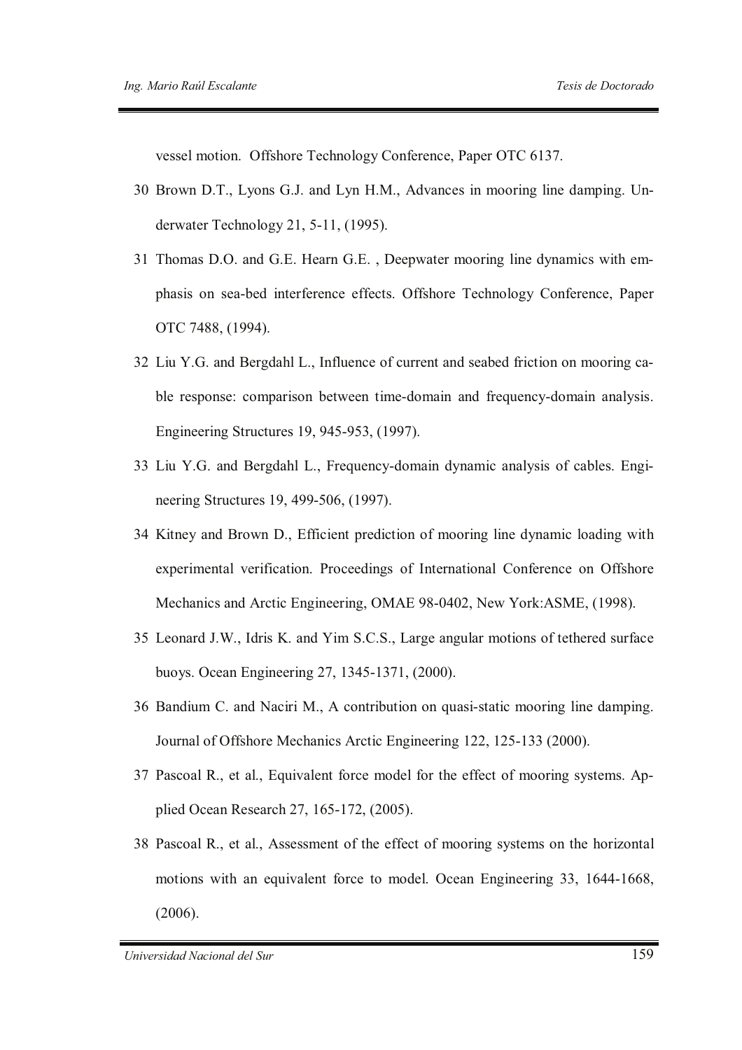vessel motion. Offshore Technology Conference, Paper OTC 6137.

30 Brown D.T., Lyons G.J. and Lyn H.M., Advances in mooring line damping. Underwater Technology 21, 5-11, (1995).

31 Thomas D.O. and G.E. Hearn G.E. , Deepwater mooring line dynamics with emphasis on sea-bed interference effects. Offshore Technology Conference, Paper OTC 7488, (1994).

32 Liu Y.G. and Bergdahl L., Influence of current and seabed friction on mooring cable response: comparison between time-domain and frequency-domain analysis. Engineering Structures 19, 945-953, (1997).

33 Liu Y.G. and Bergdahl L., Frequency-domain dynamic analysis of cables. Engineering Structures 19, 499-506, (1997).

34 Kitney and Brown D., Efficient prediction of mooring line dynamic loading with experimental verification. Proceedings of International Conference on Offshore Mechanics and Arctic Engineering, OMAE 98-0402, New York:ASME, (1998).

35 Leonard J.W., Idris K. and Yim S.C.S., Large angular motions of tethered surface buoys. Ocean Engineering 27, 1345-1371, (2000).

36 Bandium C. and Naciri M., A contribution on quasi-static mooring line damping. Journal of Offshore Mechanics Arctic Engineering 122, 125-133 (2000).

37 Pascoal R., et al., Equivalent force model for the effect of mooring systems. Applied Ocean Research 27, 165-172, (2005).

38 Pascoal R., et al., Assessment of the effect of mooring systems on the horizontal motions with an equivalent force to model. Ocean Engineering 33, 1644-1668, (2006).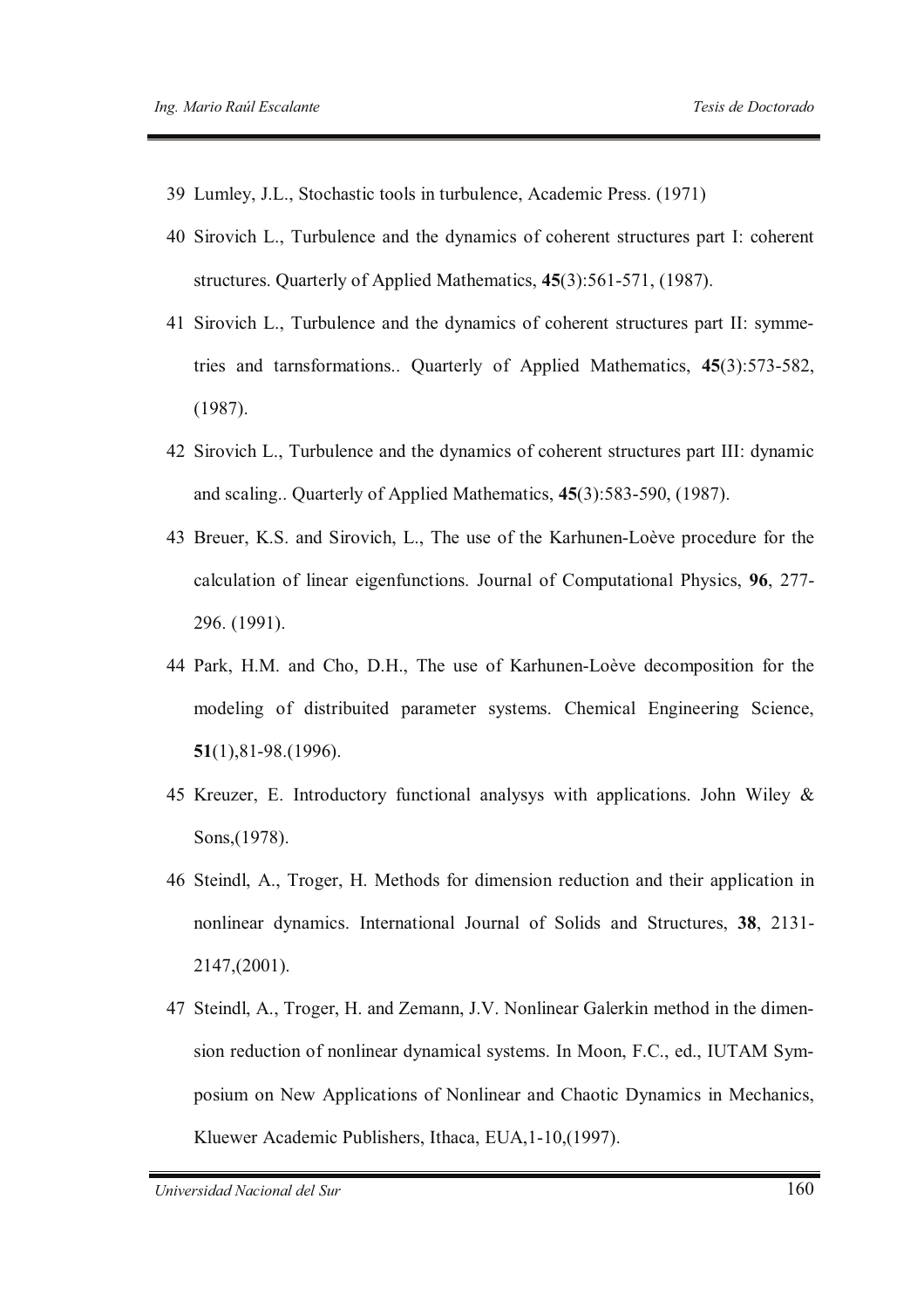39 Lumley, J.L., Stochastic tools in turbulence, Academic Press. (1971)

40 Sirovich L., Turbulence and the dynamics of coherent structures part I: coherent structures. Quarterly of Applied Mathematics, **45**(3):561-571, (1987).

41 Sirovich L., Turbulence and the dynamics of coherent structures part II: symmetries and tarnsformations.. Quarterly of Applied Mathematics, **45**(3):573-582, (1987).

42 Sirovich L., Turbulence and the dynamics of coherent structures part III: dynamic and scaling.. Quarterly of Applied Mathematics, **45**(3):583-590, (1987).

43 Breuer, K.S. and Sirovich, L., The use of the Karhunen-Loève procedure for the calculation of linear eigenfunctions. Journal of Computational Physics, **96**, 277-296. (1991).

44 Park, H.M. and Cho, D.H., The use of Karhunen-Loève decomposition for the modeling of distribuited parameter systems. Chemical Engineering Science, **51**(1),81-98.(1996).

45 Kreuzer, E. Introductory functional analysys with applications. John Wiley & Sons,(1978).

46 Steindl, A., Troger, H. Methods for dimension reduction and their application in nonlinear dynamics. International Journal of Solids and Structures, **38**, 2131-2147,(2001).

47 Steindl, A., Troger, H. and Zemann, J.V. Nonlinear Galerkin method in the dimension reduction of nonlinear dynamical systems. In Moon, F.C., ed., IUTAM Symposium on New Applications of Nonlinear and Chaotic Dynamics in Mechanics, Kluewer Academic Publishers, Ithaca, EUA,1-10,(1997).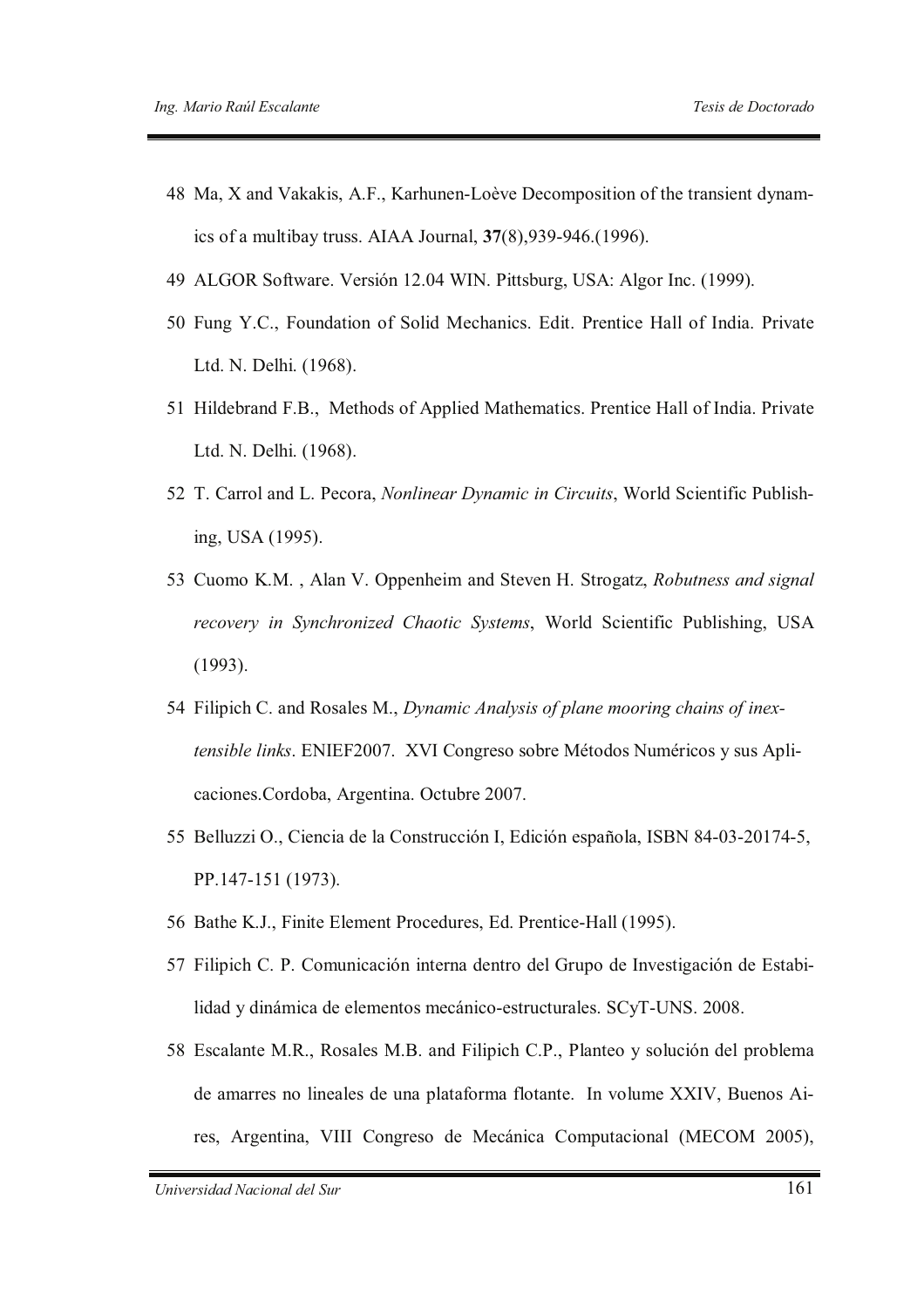48 Ma, X and Vakakis, A.F., Karhunen-Loève Decomposition of the transient dynamics of a multibay truss. AIAA Journal, **37**(8),939-946.(1996).

49 ALGOR Software. Versión 12.04 WIN. Pittsburg, USA: Algor Inc. (1999).

50 Fung Y.C., Foundation of Solid Mechanics. Edit. Prentice Hall of India. Private Ltd. N. Delhi. (1968).

51 Hildebrand F.B., Methods of Applied Mathematics. Prentice Hall of India. Private Ltd. N. Delhi. (1968).

52 T. Carrol and L. Pecora, *Nonlinear Dynamic in Circuits*, World Scientific Publishing, USA (1995).

53 Cuomo K.M. , Alan V. Oppenheim and Steven H. Strogatz, *Robutness and signal recovery in Synchronized Chaotic Systems*, World Scientific Publishing, USA (1993).

54 Filipich C. and Rosales M., *Dynamic Analysis of plane mooring chains of inextensible links*. ENIEF2007. XVI Congreso sobre Métodos Numéricos y sus Aplicaciones.Cordoba, Argentina. Octubre 2007.

55 Belluzzi O., Ciencia de la Construcción I, Edición española, ISBN 84-03-20174-5, PP.147-151 (1973).

56 Bathe K.J., Finite Element Procedures, Ed. Prentice-Hall (1995).

57 Filipich C. P. Comunicación interna dentro del Grupo de Investigación de Estabilidad y dinámica de elementos mecánico-estructurales. SCyT-UNS. 2008.

58 Escalante M.R., Rosales M.B. and Filipich C.P., Planteo y solución del problema de amarres no lineales de una plataforma flotante. In volume XXIV, Buenos Aires, Argentina, VIII Congreso de Mecánica Computacional (MECOM 2005),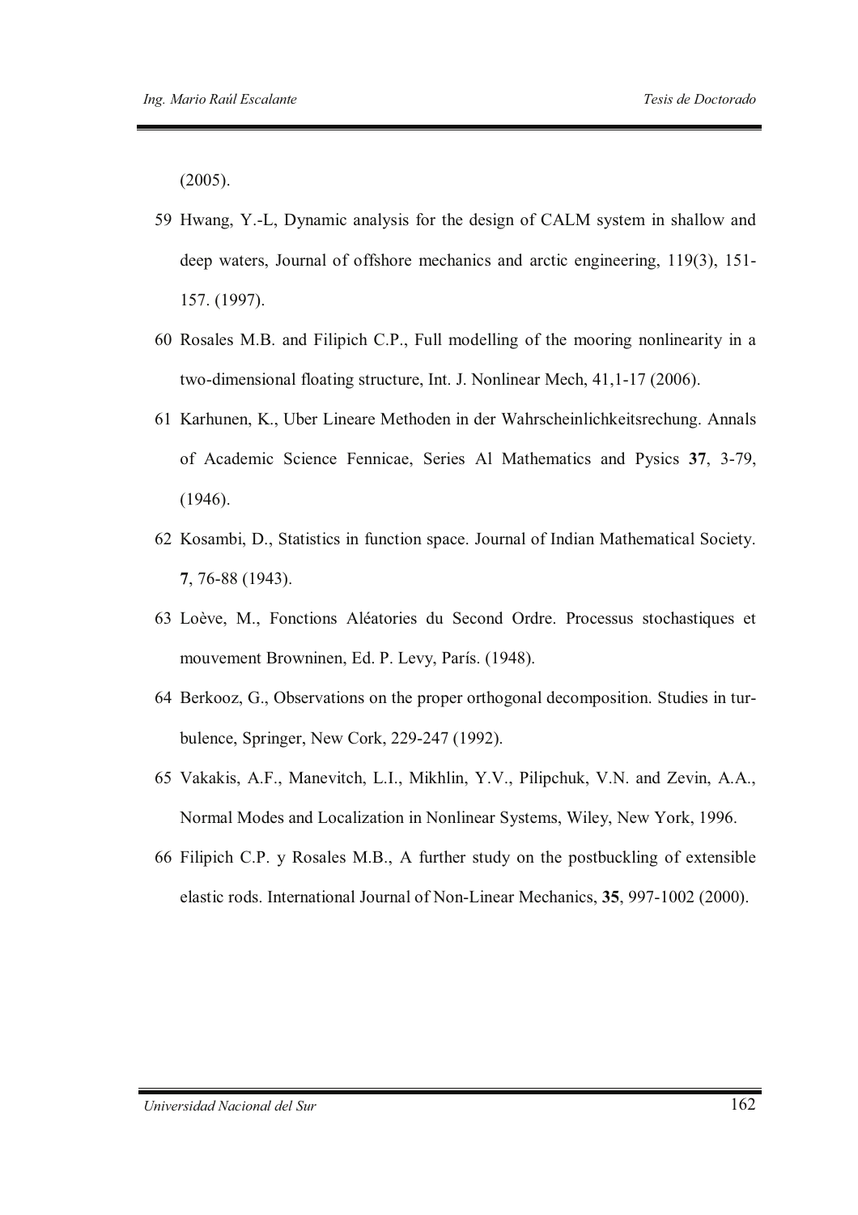(2005).

59 Hwang, Y.-L, Dynamic analysis for the design of CALM system in shallow and deep waters, Journal of offshore mechanics and arctic engineering, 119(3), 151-157. (1997).

60 Rosales M.B. and Filipich C.P., Full modelling of the mooring nonlinearity in a two-dimensional floating structure, Int. J. Nonlinear Mech, 41,1-17 (2006).

61 Karhunen, K., Uber Lineare Methoden in der Wahrscheinlichkeitsrechung. Annals of Academic Science Fennicae, Series Al Mathematics and Pysics **37**, 3-79, (1946).

62 Kosambi, D., Statistics in function space. Journal of Indian Mathematical Society. **7**, 76-88 (1943).

63 Loève, M., Fonctions Aléatories du Second Ordre. Processus stochastiques et mouvement Browninen, Ed. P. Levy, París. (1948).

64 Berkooz, G., Observations on the proper orthogonal decomposition. Studies in turbulence, Springer, New Cork, 229-247 (1992).

65 Vakakis, A.F., Manevitch, L.I., Mikhlin, Y.V., Pilipchuk, V.N. and Zevin, A.A., Normal Modes and Localization in Nonlinear Systems, Wiley, New York, 1996.

66 Filipich C.P. y Rosales M.B., A further study on the postbuckling of extensible elastic rods. International Journal of Non-Linear Mechanics, **35**, 997-1002 (2000).